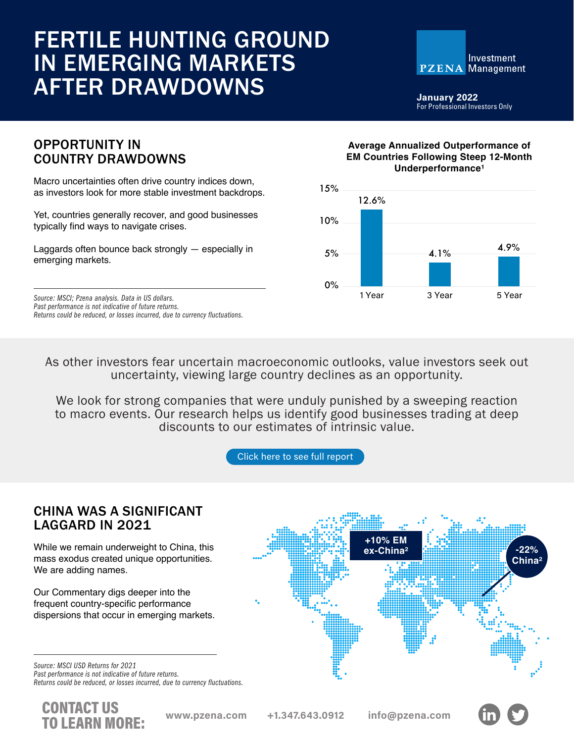# FERTILE HUNTING GROUND IN EMERGING MARKETS AFTER DRAWDOWNS

PZENA Investment Management

**January 2022**
For Professional Investors Only

## OPPORTUNITY IN COUNTRY DRAWDOWNS

Macro uncertainties often drive country indices down, as investors look for more stable investment backdrops.

Yet, countries generally recover, and good businesses typically find ways to navigate crises.

Laggards often bounce back strongly — especially in emerging markets.

*Source: MSCI; Pzena analysis. Data in US dollars.*
*Past performance is not indicative of future returns.*
*Returns could be reduced, or losses incurred, due to currency fluctuations.*

**Average Annualized Outperformance of EM Countries Following Steep 12-Month Underperformance[1]**

| Period | Outperformance |
|---|---|
| 1 Year | 12.6% |
| 3 Year | 4.1% |
| 5 Year | 4.9% |

As other investors fear uncertain macroeconomic outlooks, value investors seek out uncertainty, viewing large country declines as an opportunity.

We look for strong companies that were unduly punished by a sweeping reaction to macro events. Our research helps us identify good businesses trading at deep discounts to our estimates of intrinsic value.

Click here to see full report

## CHINA WAS A SIGNIFICANT LAGGARD IN 2021

While we remain underweight to China, this mass exodus created unique opportunities. We are adding names.

Our Commentary digs deeper into the frequent country-specific performance dispersions that occur in emerging markets.

+10% EM ex-China[2]

-22% China[2]

*Source: MSCI USD Returns for 2021*
*Past performance is not indicative of future returns.*
*Returns could be reduced, or losses incurred, due to currency fluctuations.*

**CONTACT US TO LEARN MORE:** www.pzena.com +1.347.643.0912 info@pzena.com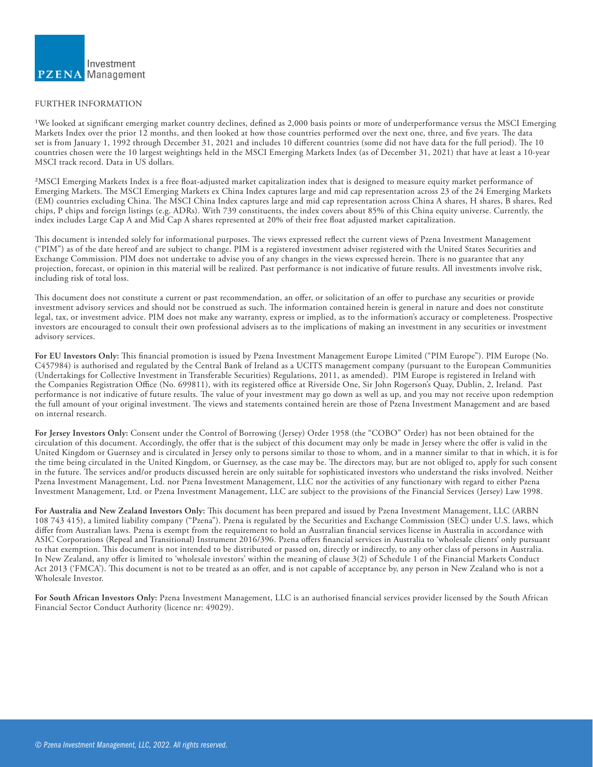PZENA Investment Management

FURTHER INFORMATION

[1]We looked at significant emerging market country declines, defined as 2,000 basis points or more of underperformance versus the MSCI Emerging Markets Index over the prior 12 months, and then looked at how those countries performed over the next one, three, and five years. The data set is from January 1, 1992 through December 31, 2021 and includes 10 different countries (some did not have data for the full period). The 10 countries chosen were the 10 largest weightings held in the MSCI Emerging Markets Index (as of December 31, 2021) that have at least a 10-year MSCI track record. Data in US dollars.

[2]MSCI Emerging Markets Index is a free float-adjusted market capitalization index that is designed to measure equity market performance of Emerging Markets. The MSCI Emerging Markets ex China Index captures large and mid cap representation across 23 of the 24 Emerging Markets (EM) countries excluding China. The MSCI China Index captures large and mid cap representation across China A shares, H shares, B shares, Red chips, P chips and foreign listings (e.g. ADRs). With 739 constituents, the index covers about 85% of this China equity universe. Currently, the index includes Large Cap A and Mid Cap A shares represented at 20% of their free float adjusted market capitalization.

This document is intended solely for informational purposes. The views expressed reflect the current views of Pzena Investment Management ("PIM") as of the date hereof and are subject to change. PIM is a registered investment adviser registered with the United States Securities and Exchange Commission. PIM does not undertake to advise you of any changes in the views expressed herein. There is no guarantee that any projection, forecast, or opinion in this material will be realized. Past performance is not indicative of future results. All investments involve risk, including risk of total loss.

This document does not constitute a current or past recommendation, an offer, or solicitation of an offer to purchase any securities or provide investment advisory services and should not be construed as such. The information contained herein is general in nature and does not constitute legal, tax, or investment advice. PIM does not make any warranty, express or implied, as to the information's accuracy or completeness. Prospective investors are encouraged to consult their own professional advisers as to the implications of making an investment in any securities or investment advisory services.

**For EU Investors Only:** This financial promotion is issued by Pzena Investment Management Europe Limited ("PIM Europe"). PIM Europe (No. C457984) is authorised and regulated by the Central Bank of Ireland as a UCITS management company (pursuant to the European Communities (Undertakings for Collective Investment in Transferable Securities) Regulations, 2011, as amended). PIM Europe is registered in Ireland with the Companies Registration Office (No. 699811), with its registered office at Riverside One, Sir John Rogerson's Quay, Dublin, 2, Ireland. Past performance is not indicative of future results. The value of your investment may go down as well as up, and you may not receive upon redemption the full amount of your original investment. The views and statements contained herein are those of Pzena Investment Management and are based on internal research.

**For Jersey Investors Only:** Consent under the Control of Borrowing (Jersey) Order 1958 (the "COBO" Order) has not been obtained for the circulation of this document. Accordingly, the offer that is the subject of this document may only be made in Jersey where the offer is valid in the United Kingdom or Guernsey and is circulated in Jersey only to persons similar to those to whom, and in a manner similar to that in which, it is for the time being circulated in the United Kingdom, or Guernsey, as the case may be. The directors may, but are not obliged to, apply for such consent in the future. The services and/or products discussed herein are only suitable for sophisticated investors who understand the risks involved. Neither Pzena Investment Management, Ltd. nor Pzena Investment Management, LLC nor the activities of any functionary with regard to either Pzena Investment Management, Ltd. or Pzena Investment Management, LLC are subject to the provisions of the Financial Services (Jersey) Law 1998.

**For Australia and New Zealand Investors Only:** This document has been prepared and issued by Pzena Investment Management, LLC (ARBN 108 743 415), a limited liability company ("Pzena"). Pzena is regulated by the Securities and Exchange Commission (SEC) under U.S. laws, which differ from Australian laws. Pzena is exempt from the requirement to hold an Australian financial services license in Australia in accordance with ASIC Corporations (Repeal and Transitional) Instrument 2016/396. Pzena offers financial services in Australia to 'wholesale clients' only pursuant to that exemption. This document is not intended to be distributed or passed on, directly or indirectly, to any other class of persons in Australia. In New Zealand, any offer is limited to 'wholesale investors' within the meaning of clause 3(2) of Schedule 1 of the Financial Markets Conduct Act 2013 ('FMCA'). This document is not to be treated as an offer, and is not capable of acceptance by, any person in New Zealand who is not a Wholesale Investor.

**For South African Investors Only:** Pzena Investment Management, LLC is an authorised financial services provider licensed by the South African Financial Sector Conduct Authority (licence nr: 49029).

*© Pzena Investment Management, LLC, 2022. All rights reserved.*